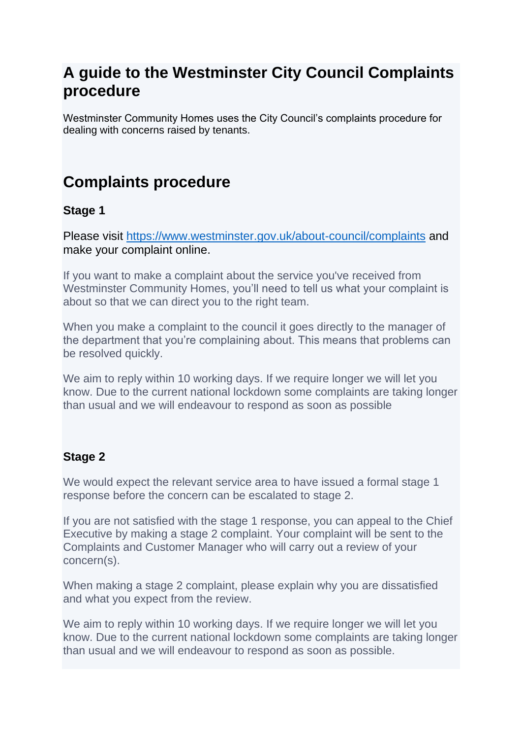# A guide to the Westminster City Council Complaints procedure

Westminster Community Homes uses the City Council's complaints procedure for dealing with concerns raised by tenants.

## Complaints procedure

### Stage 1

Please visit [https://www.westminster.gov.uk/about-council/complaints](https://www.westminster.gov.uk/about-council/complaints) and make your complaint online.

If you want to make a complaint about the service you've received from Westminster Community Homes, you'll need to tell us what your complaint is about so that we can direct you to the right team.

When you make a complaint to the council it goes directly to the manager of the department that you're complaining about. This means that problems can be resolved quickly.

We aim to reply within 10 working days. If we require longer we will let you know. Due to the current national lockdown some complaints are taking longer than usual and we will endeavour to respond as soon as possible

### Stage 2

We would expect the relevant service area to have issued a formal stage 1 response before the concern can be escalated to stage 2.

If you are not satisfied with the stage 1 response, you can appeal to the Chief Executive by making a stage 2 complaint. Your complaint will be sent to the Complaints and Customer Manager who will carry out a review of your concern(s).

When making a stage 2 complaint, please explain why you are dissatisfied and what you expect from the review.

We aim to reply within 10 working days. If we require longer we will let you know. Due to the current national lockdown some complaints are taking longer than usual and we will endeavour to respond as soon as possible.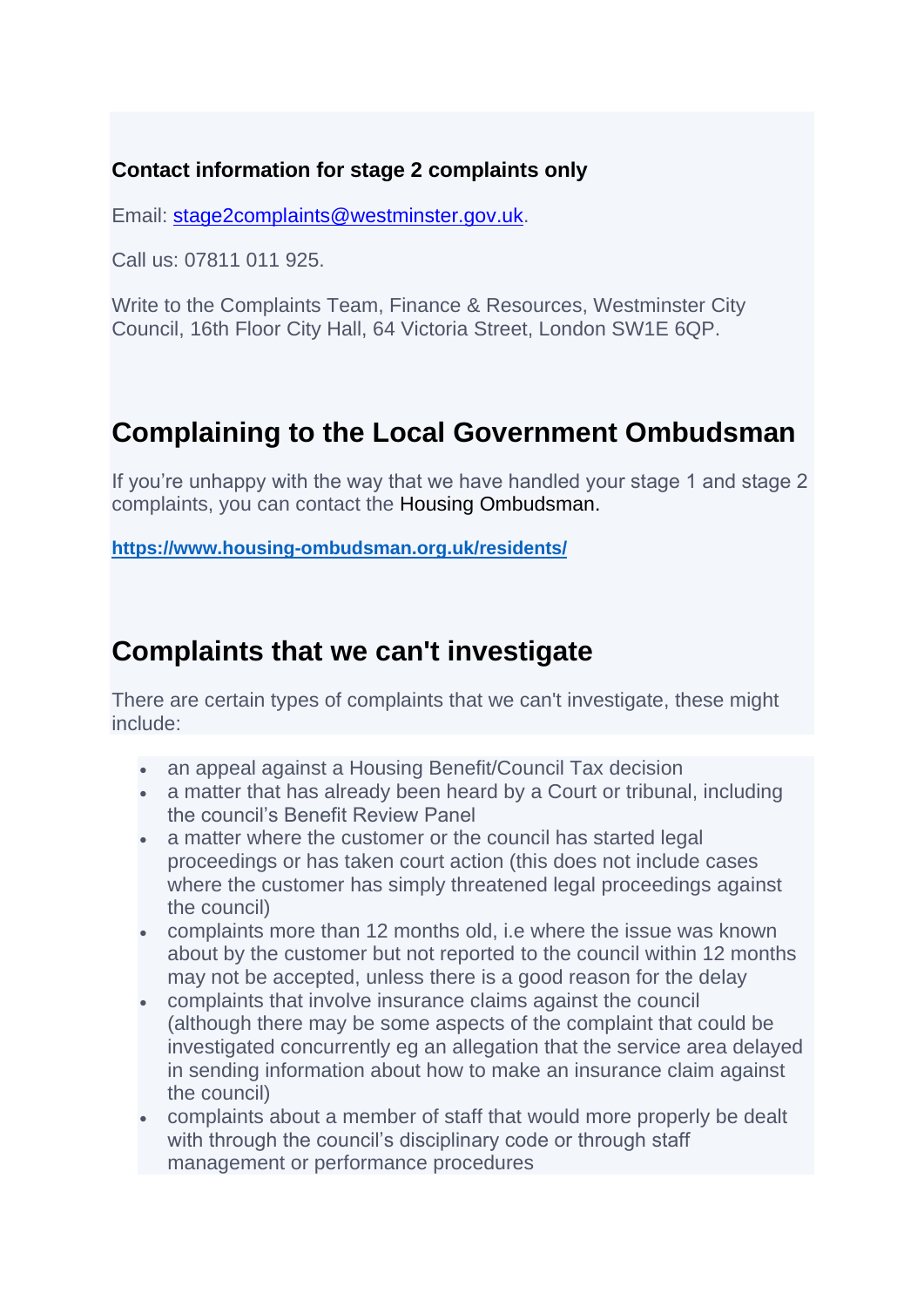**Contact information for stage 2 complaints only**

Email: stage2complaints@westminster.gov.uk.

Call us: 07811 011 925.

Write to the Complaints Team, Finance & Resources, Westminster City Council, 16th Floor City Hall, 64 Victoria Street, London SW1E 6QP.

## Complaining to the Local Government Ombudsman

If you're unhappy with the way that we have handled your stage 1 and stage 2 complaints, you can contact the Housing Ombudsman.

**https://www.housing-ombudsman.org.uk/residents/**

## Complaints that we can't investigate

There are certain types of complaints that we can't investigate, these might include:

- an appeal against a Housing Benefit/Council Tax decision
- a matter that has already been heard by a Court or tribunal, including the council's Benefit Review Panel
- a matter where the customer or the council has started legal proceedings or has taken court action (this does not include cases where the customer has simply threatened legal proceedings against the council)
- complaints more than 12 months old, i.e where the issue was known about by the customer but not reported to the council within 12 months may not be accepted, unless there is a good reason for the delay
- complaints that involve insurance claims against the council (although there may be some aspects of the complaint that could be investigated concurrently eg an allegation that the service area delayed in sending information about how to make an insurance claim against the council)
- complaints about a member of staff that would more properly be dealt with through the council's disciplinary code or through staff management or performance procedures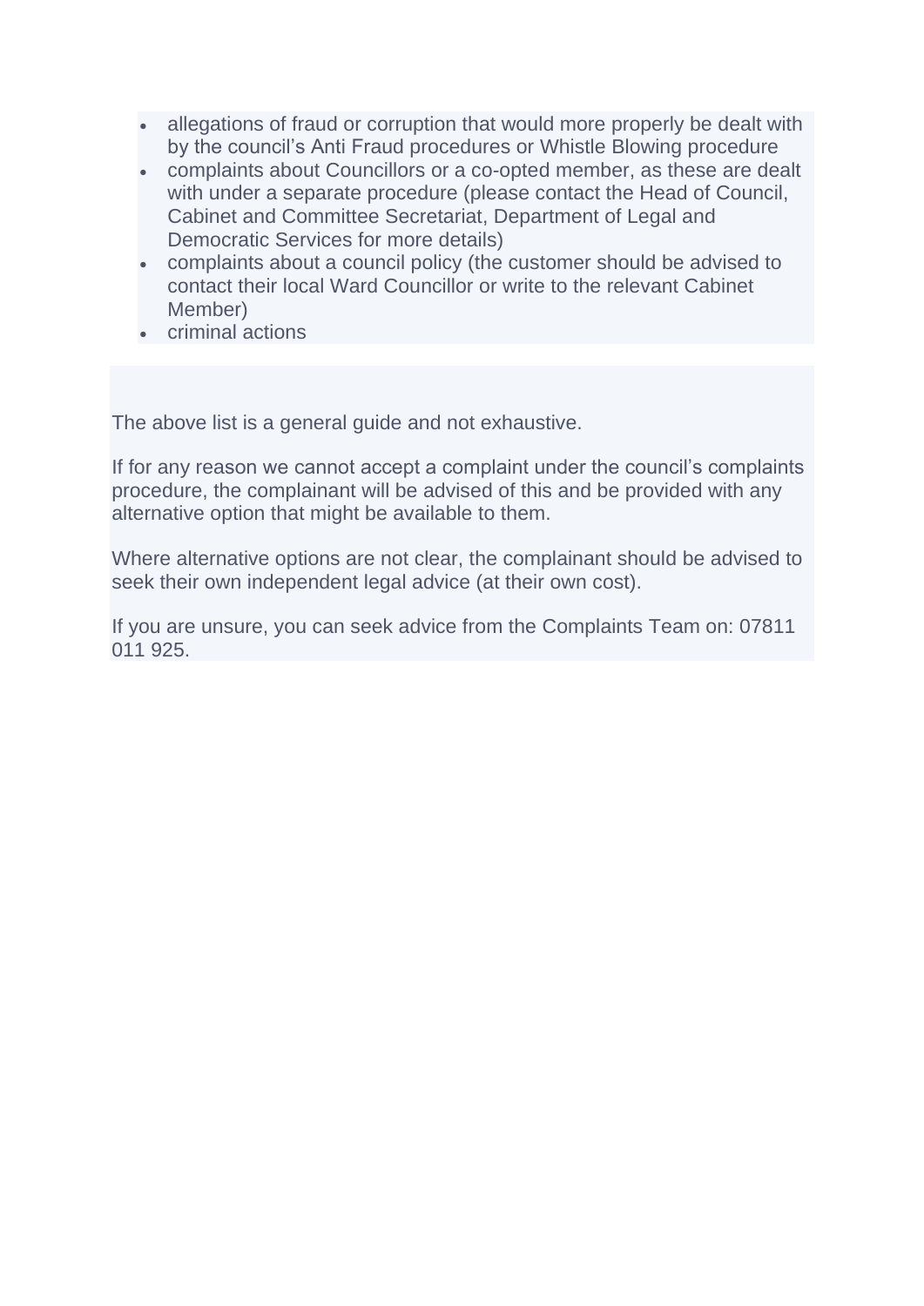- allegations of fraud or corruption that would more properly be dealt with by the council's Anti Fraud procedures or Whistle Blowing procedure
- complaints about Councillors or a co-opted member, as these are dealt with under a separate procedure (please contact the Head of Council, Cabinet and Committee Secretariat, Department of Legal and Democratic Services for more details)
- complaints about a council policy (the customer should be advised to contact their local Ward Councillor or write to the relevant Cabinet Member)
- criminal actions

The above list is a general guide and not exhaustive.

If for any reason we cannot accept a complaint under the council's complaints procedure, the complainant will be advised of this and be provided with any alternative option that might be available to them.

Where alternative options are not clear, the complainant should be advised to seek their own independent legal advice (at their own cost).

If you are unsure, you can seek advice from the Complaints Team on: 07811 011 925.